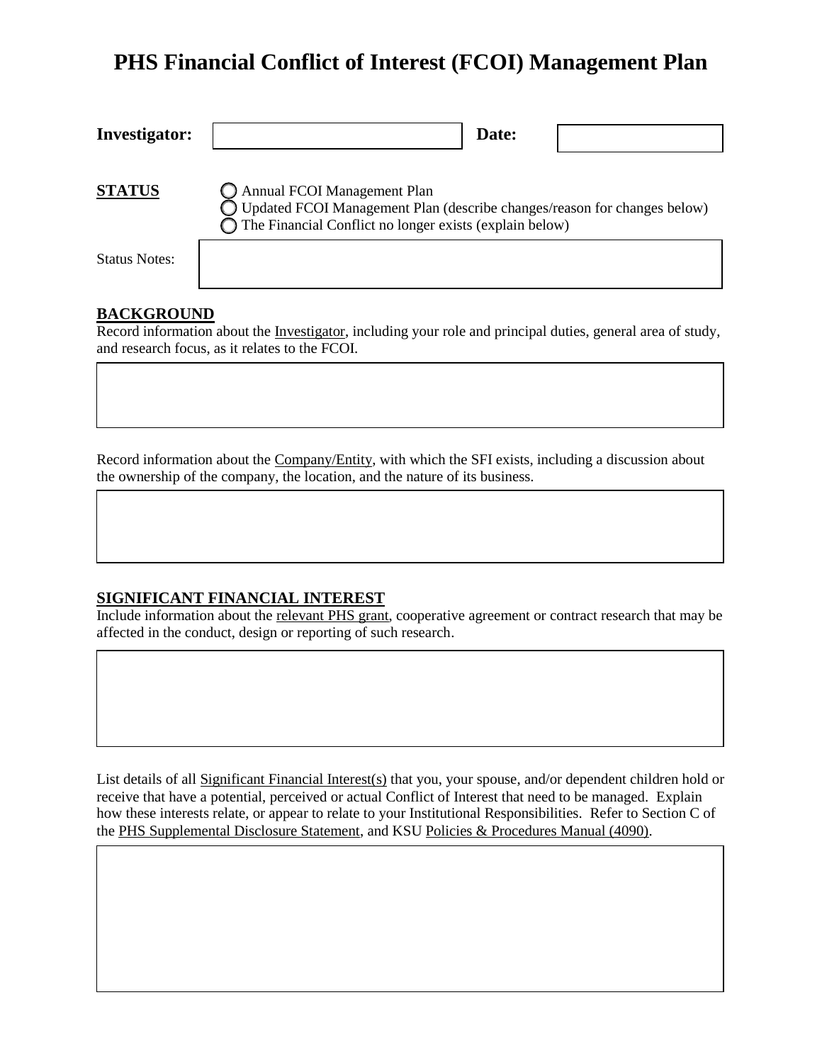# PHS Financial Conflict of Interest (FCOI) Management Plan

**Investigator:** ______________________ **Date:** ______________

**STATUS**

- ◯ Annual FCOI Management Plan
- ◯ Updated FCOI Management Plan (describe changes/reason for changes below)
- ◯ The Financial Conflict no longer exists (explain below)

Status Notes:

## BACKGROUND

Record information about the Investigator, including your role and principal duties, general area of study, and research focus, as it relates to the FCOI.

Record information about the Company/Entity, with which the SFI exists, including a discussion about the ownership of the company, the location, and the nature of its business.

## SIGNIFICANT FINANCIAL INTEREST

Include information about the relevant PHS grant, cooperative agreement or contract research that may be affected in the conduct, design or reporting of such research.

List details of all Significant Financial Interest(s) that you, your spouse, and/or dependent children hold or receive that have a potential, perceived or actual Conflict of Interest that need to be managed. Explain how these interests relate, or appear to relate to your Institutional Responsibilities. Refer to Section C of the PHS Supplemental Disclosure Statement, and KSU Policies & Procedures Manual (4090).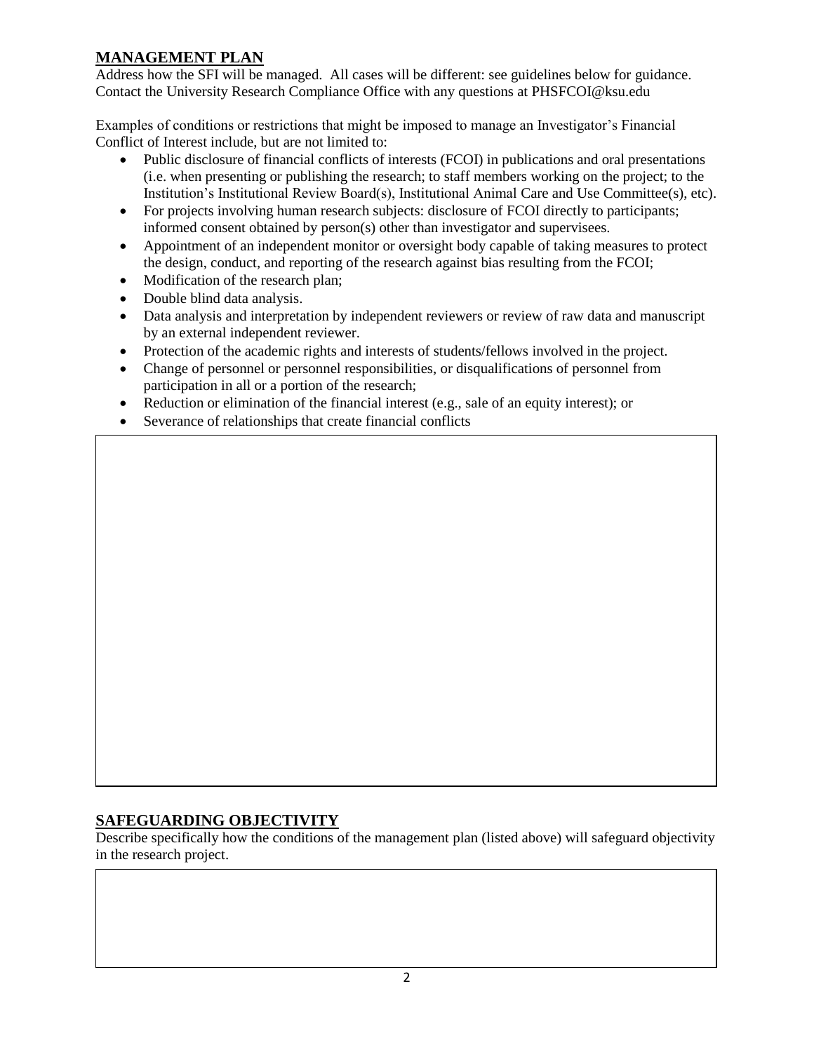## MANAGEMENT PLAN

Address how the SFI will be managed. All cases will be different: see guidelines below for guidance. Contact the University Research Compliance Office with any questions at PHSFCOI@ksu.edu

Examples of conditions or restrictions that might be imposed to manage an Investigator's Financial Conflict of Interest include, but are not limited to:

- Public disclosure of financial conflicts of interests (FCOI) in publications and oral presentations (i.e. when presenting or publishing the research; to staff members working on the project; to the Institution's Institutional Review Board(s), Institutional Animal Care and Use Committee(s), etc).
- For projects involving human research subjects: disclosure of FCOI directly to participants; informed consent obtained by person(s) other than investigator and supervisees.
- Appointment of an independent monitor or oversight body capable of taking measures to protect the design, conduct, and reporting of the research against bias resulting from the FCOI;
- Modification of the research plan;
- Double blind data analysis.
- Data analysis and interpretation by independent reviewers or review of raw data and manuscript by an external independent reviewer.
- Protection of the academic rights and interests of students/fellows involved in the project.
- Change of personnel or personnel responsibilities, or disqualifications of personnel from participation in all or a portion of the research;
- Reduction or elimination of the financial interest (e.g., sale of an equity interest); or
- Severance of relationships that create financial conflicts

## SAFEGUARDING OBJECTIVITY

Describe specifically how the conditions of the management plan (listed above) will safeguard objectivity in the research project.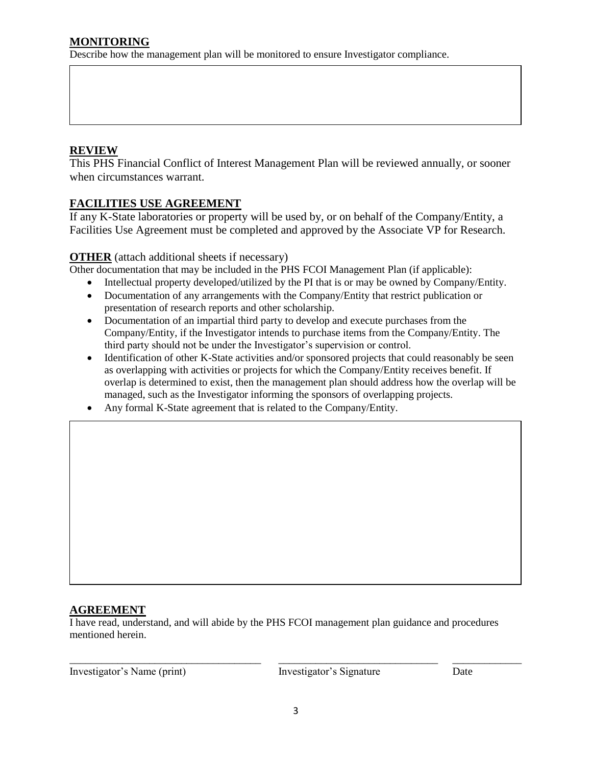## MONITORING

Describe how the management plan will be monitored to ensure Investigator compliance.

## REVIEW

This PHS Financial Conflict of Interest Management Plan will be reviewed annually, or sooner when circumstances warrant.

## FACILITIES USE AGREEMENT

If any K-State laboratories or property will be used by, or on behalf of the Company/Entity, a Facilities Use Agreement must be completed and approved by the Associate VP for Research.

**OTHER** (attach additional sheets if necessary)

Other documentation that may be included in the PHS FCOI Management Plan (if applicable):

- Intellectual property developed/utilized by the PI that is or may be owned by Company/Entity.
- Documentation of any arrangements with the Company/Entity that restrict publication or presentation of research reports and other scholarship.
- Documentation of an impartial third party to develop and execute purchases from the Company/Entity, if the Investigator intends to purchase items from the Company/Entity. The third party should not be under the Investigator's supervision or control.
- Identification of other K-State activities and/or sponsored projects that could reasonably be seen as overlapping with activities or projects for which the Company/Entity receives benefit. If overlap is determined to exist, then the management plan should address how the overlap will be managed, such as the Investigator informing the sponsors of overlapping projects.
- Any formal K-State agreement that is related to the Company/Entity.

## AGREEMENT

I have read, understand, and will abide by the PHS FCOI management plan guidance and procedures mentioned herein.

| ______________________________ | ______________________________ | ____________ |
|---|---|---|
| Investigator's Name (print) | Investigator's Signature | Date |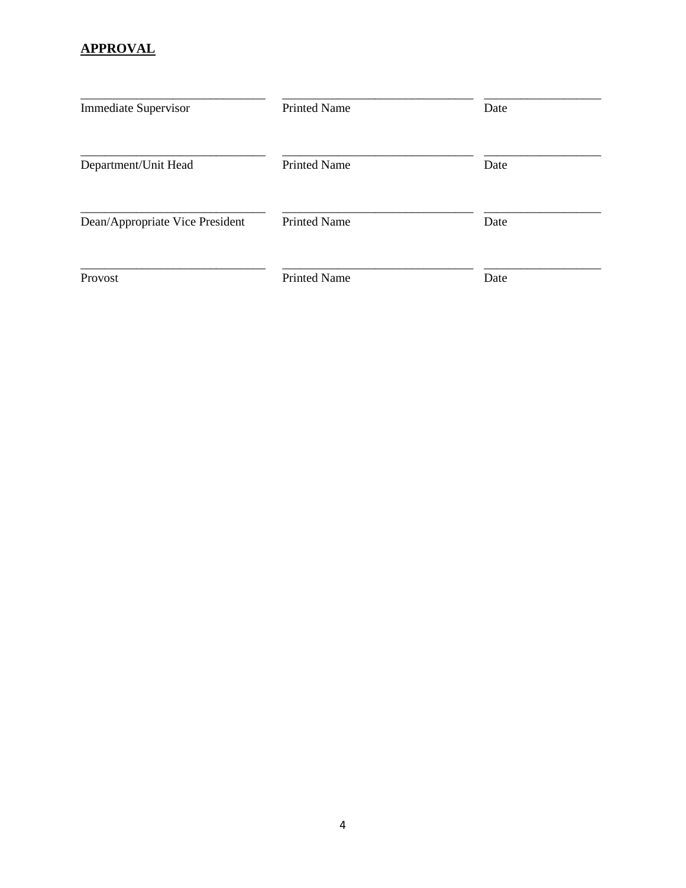**APPROVAL**

| | | |
|---|---|---|
| ______________________________ | ______________________________ | __________________ |
| Immediate Supervisor | Printed Name | Date |
| ______________________________ | ______________________________ | __________________ |
| Department/Unit Head | Printed Name | Date |
| ______________________________ | ______________________________ | __________________ |
| Dean/Appropriate Vice President | Printed Name | Date |
| ______________________________ | ______________________________ | __________________ |
| Provost | Printed Name | Date |